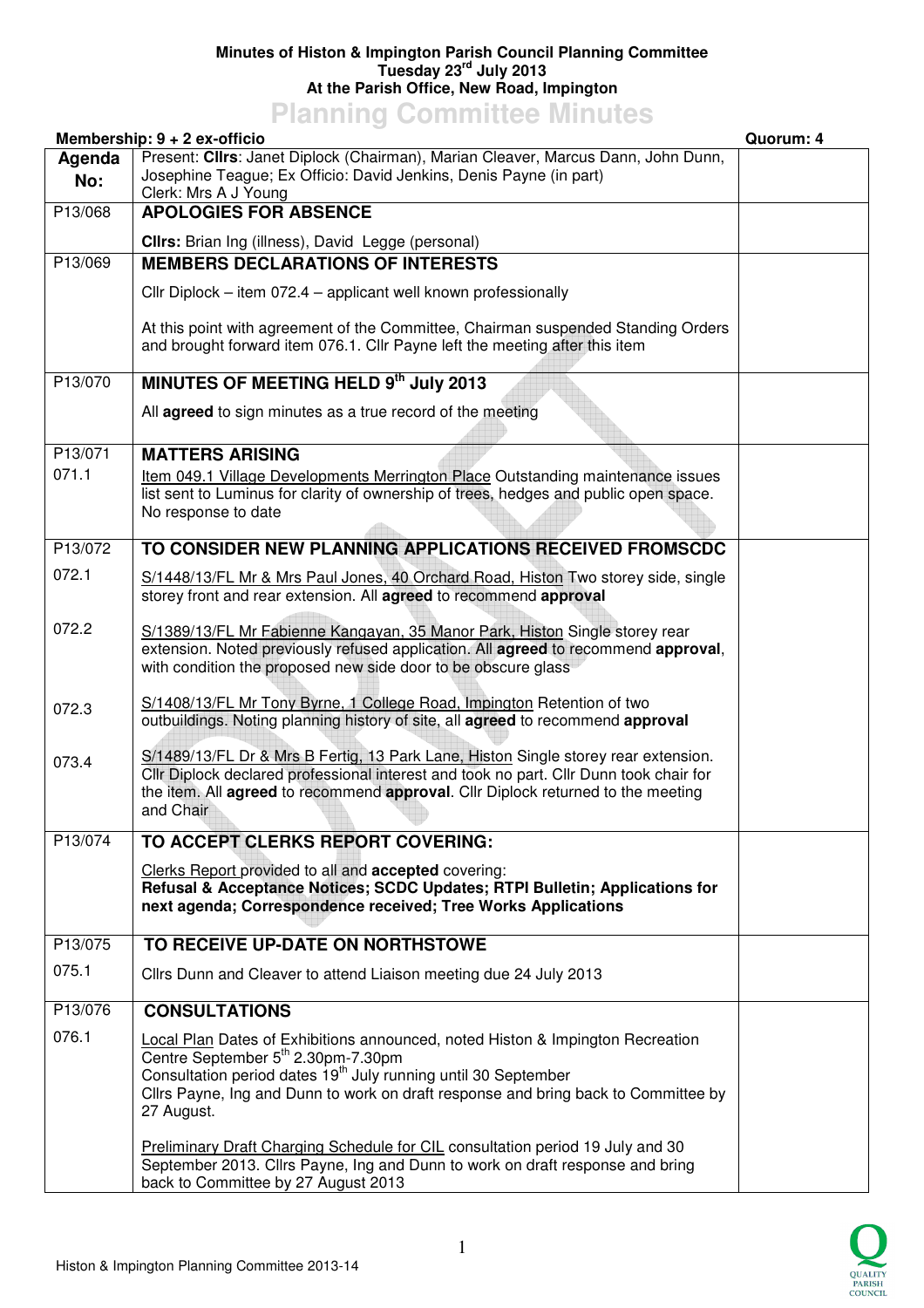# Minutes of Histon & Impington Parish Council Planning Committee
## Tuesday 23rd July 2013
## At the Parish Office, New Road, Impington

**Planning Committee Minutes**

**Membership: 9 + 2 ex-officio** | **Quorum: 4**

| Agenda No: | | |
|---|---|---|
| | Present: **Cllrs**: Janet Diplock (Chairman), Marian Cleaver, Marcus Dann, John Dunn, Josephine Teague; Ex Officio: David Jenkins, Denis Payne (in part)<br>Clerk: Mrs A J Young | |
| P13/068 | **APOLOGIES FOR ABSENCE**<br><br>**Cllrs:** Brian Ing (illness), David Legge (personal) | |
| P13/069 | **MEMBERS DECLARATIONS OF INTERESTS**<br><br>Cllr Diplock – item 072.4 – applicant well known professionally<br><br>At this point with agreement of the Committee, Chairman suspended Standing Orders and brought forward item 076.1. Cllr Payne left the meeting after this item | |
| P13/070 | **MINUTES OF MEETING HELD 9th July 2013**<br><br>All **agreed** to sign minutes as a true record of the meeting | |
| P13/071<br>071.1 | **MATTERS ARISING**<br>Item 049.1 Village Developments Merrington Place Outstanding maintenance issues list sent to Luminus for clarity of ownership of trees, hedges and public open space. No response to date | |
| P13/072 | **TO CONSIDER NEW PLANNING APPLICATIONS RECEIVED FROMSCDC** | |
| 072.1 | S/1448/13/FL Mr & Mrs Paul Jones, 40 Orchard Road, Histon Two storey side, single storey front and rear extension. All **agreed** to recommend **approval** | |
| 072.2 | S/1389/13/FL Mr Fabienne Kangayan, 35 Manor Park, Histon Single storey rear extension. Noted previously refused application. All **agreed** to recommend **approval**, with condition the proposed new side door to be obscure glass | |
| 072.3 | S/1408/13/FL Mr Tony Byrne, 1 College Road, Impington Retention of two outbuildings. Noting planning history of site, all **agreed** to recommend **approval** | |
| 073.4 | S/1489/13/FL Dr & Mrs B Fertig, 13 Park Lane, Histon Single storey rear extension. Cllr Diplock declared professional interest and took no part. Cllr Dunn took chair for the item. All **agreed** to recommend **approval**. Cllr Diplock returned to the meeting and Chair | |
| P13/074 | **TO ACCEPT CLERKS REPORT COVERING:**<br><br>Clerks Report provided to all and **accepted** covering:<br>**Refusal & Acceptance Notices; SCDC Updates; RTPI Bulletin; Applications for next agenda; Correspondence received; Tree Works Applications** | |
| P13/075 | **TO RECEIVE UP-DATE ON NORTHSTOWE** | |
| 075.1 | Cllrs Dunn and Cleaver to attend Liaison meeting due 24 July 2013 | |
| P13/076 | **CONSULTATIONS** | |
| 076.1 | Local Plan Dates of Exhibitions announced, noted Histon & Impington Recreation Centre September 5th 2.30pm-7.30pm<br>Consultation period dates 19th July running until 30 September<br>Cllrs Payne, Ing and Dunn to work on draft response and bring back to Committee by 27 August.<br><br>Preliminary Draft Charging Schedule for CIL consultation period 19 July and 30 September 2013. Cllrs Payne, Ing and Dunn to work on draft response and bring back to Committee by 27 August 2013 | |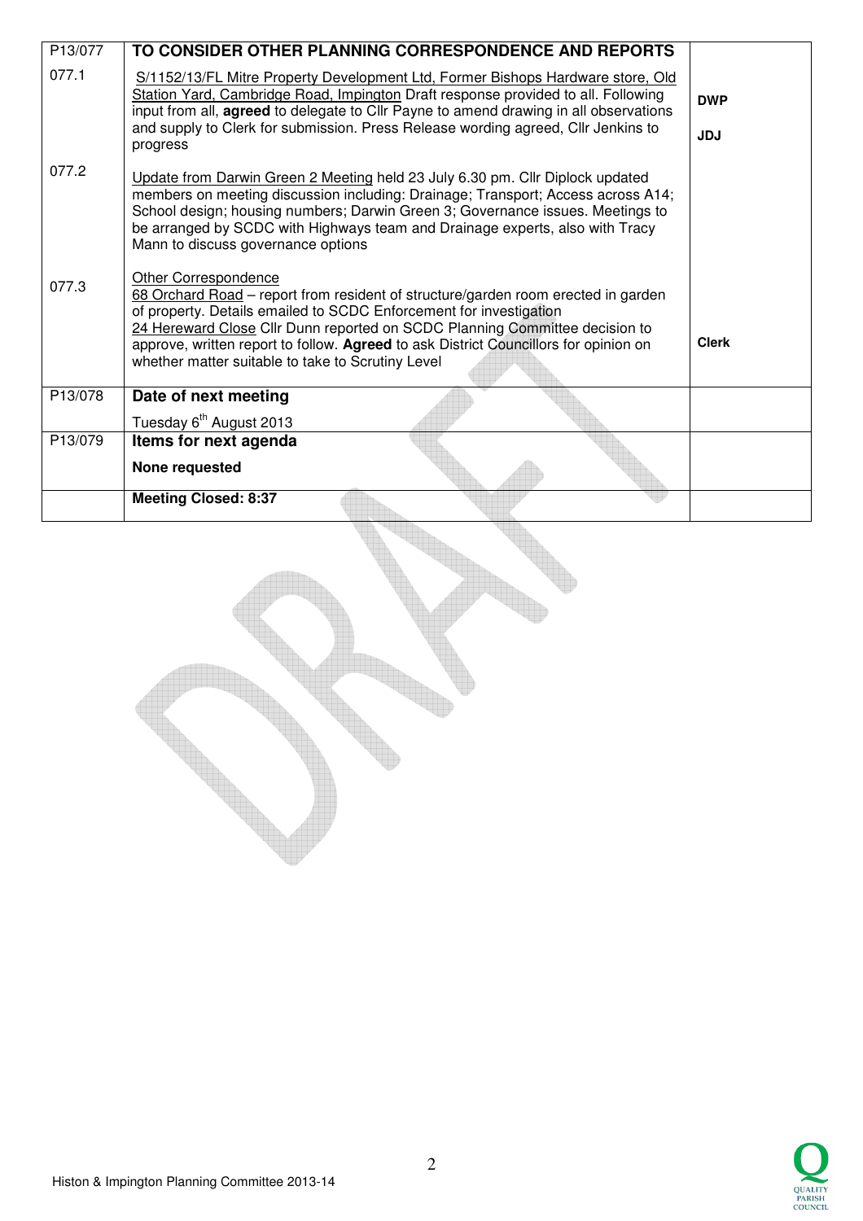| | | |
|---|---|---|
| P13/077 | **TO CONSIDER OTHER PLANNING CORRESPONDENCE AND REPORTS** | |
| 077.1 | S/1152/13/FL Mitre Property Development Ltd, Former Bishops Hardware store, Old Station Yard, Cambridge Road, Impington Draft response provided to all. Following input from all, **agreed** to delegate to Cllr Payne to amend drawing in all observations and supply to Clerk for submission. Press Release wording agreed, Cllr Jenkins to progress | **DWP** **JDJ** |
| 077.2 | Update from Darwin Green 2 Meeting held 23 July 6.30 pm. Cllr Diplock updated members on meeting discussion including: Drainage; Transport; Access across A14; School design; housing numbers; Darwin Green 3; Governance issues. Meetings to be arranged by SCDC with Highways team and Drainage experts, also with Tracy Mann to discuss governance options | |
| 077.3 | Other Correspondence<br>68 Orchard Road – report from resident of structure/garden room erected in garden of property. Details emailed to SCDC Enforcement for investigation<br>24 Hereward Close Cllr Dunn reported on SCDC Planning Committee decision to approve, written report to follow. **Agreed** to ask District Councillors for opinion on whether matter suitable to take to Scrutiny Level | **Clerk** |
| P13/078 | **Date of next meeting**<br>Tuesday 6th August 2013 | |
| P13/079 | **Items for next agenda**<br>**None requested** | |
| | **Meeting Closed: 8:37** | |

DRAFT

Histon & Impington Planning Committee 2013-14